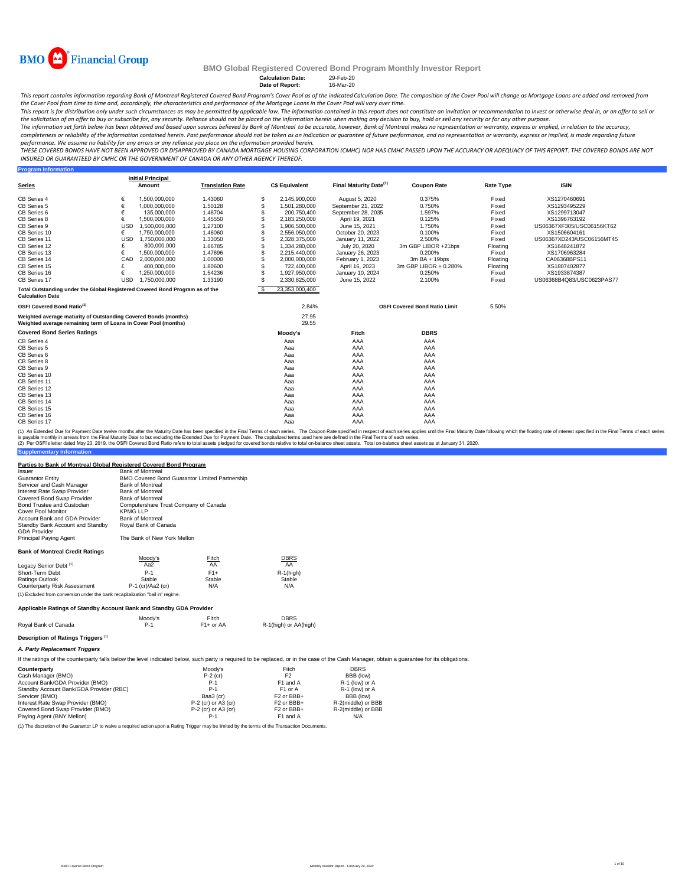BMO Financial Group

# BMO Global Registered Covered Bond Program Monthly Investor Report

**Calculation Date:** 29-Feb-20
**Date of Report:** 16-Mar-20

*This report contains information regarding Bank of Montreal Registered Covered Bond Program's Cover Pool as of the indicated Calculation Date. The composition of the Cover Pool will change as Mortgage Loans are added and removed from the Cover Pool from time to time and, accordingly, the characteristics and performance of the Mortgage Loans in the Cover Pool will vary over time.*

*This report is for distribution only under such circumstances as may be permitted by applicable law. The information contained in this report does not constitute an invitation or recommendation to invest or otherwise deal in, or an offer to sell or the solicitation of an offer to buy or subscribe for, any security. Reliance should not be placed on the information herein when making any decision to buy, hold or sell any security or for any other purpose.*

*The information set forth below has been obtained and based upon sources believed by Bank of Montreal to be accurate, however, Bank of Montreal makes no representation or warranty, express or implied, in relation to the accuracy, completeness or reliability of the information contained herein. Past performance should not be taken as an indication or guarantee of future performance, and no representation or warranty, express or implied, is made regarding future performance. We assume no liability for any errors or any reliance you place on the information provided herein.*

*THESE COVERED BONDS HAVE NOT BEEN APPROVED OR DISAPPROVED BY CANADA MORTGAGE HOUSING CORPORATION (CMHC) NOR HAS CMHC PASSED UPON THE ACCURACY OR ADEQUACY OF THIS REPORT. THE COVERED BONDS ARE NOT INSURED OR GUARANTEED BY CMHC OR THE GOVERNMENT OF CANADA OR ANY OTHER AGENCY THEREOF.*

## Program Information

| Series | | Initial Principal Amount | Translation Rate | | C$ Equivalent | Final Maturity Date[1] | Coupon Rate | Rate Type | ISIN |
|---|---|---|---|---|---|---|---|---|---|
| CB Series 4 | € | 1,500,000,000 | 1.43060 | $ | 2,145,900,000 | August 5, 2020 | 0.375% | Fixed | XS1270460691 |
| CB Series 5 | € | 1,000,000,000 | 1.50128 | $ | 1,501,280,000 | September 21, 2022 | 0.750% | Fixed | XS1293495229 |
| CB Series 6 | € | 135,000,000 | 1.48704 | $ | 200,750,400 | September 28, 2035 | 1.597% | Fixed | XS1299713047 |
| CB Series 8 | € | 1,500,000,000 | 1.45550 | $ | 2,183,250,000 | April 19, 2021 | 0.125% | Fixed | XS1396763192 |
| CB Series 9 | USD | 1,500,000,000 | 1.27100 | $ | 1,906,500,000 | June 15, 2021 | 1.750% | Fixed | US06367XF305/USC06156KT62 |
| CB Series 10 | € | 1,750,000,000 | 1.46060 | $ | 2,556,050,000 | October 20, 2023 | 0.100% | Fixed | XS1506604161 |
| CB Series 11 | USD | 1,750,000,000 | 1.33050 | $ | 2,328,375,000 | January 11, 2022 | 2.500% | Fixed | US06367XD243/USC06156MT45 |
| CB Series 12 | £ | 800,000,000 | 1.66785 | $ | 1,334,280,000 | July 20, 2020 | 3m GBP LIBOR +21bps | Floating | XS1648241872 |
| CB Series 13 | € | 1,500,000,000 | 1.47696 | $ | 2,215,440,000 | January 26, 2023 | 0.200% | Fixed | XS1706963284 |
| CB Series 14 | CAD | 2,000,000,000 | 1.00000 | $ | 2,000,000,000 | February 1, 2023 | 3m BA + 19bps | Floating | CA06368BPS11 |
| CB Series 15 | £ | 400,000,000 | 1.80600 | $ | 722,400,000 | April 16, 2023 | 3m GBP LIBOR + 0.280% | Floating | XS1807402877 |
| CB Series 16 | € | 1,250,000,000 | 1.54236 | $ | 1,927,950,000 | January 10, 2024 | 0.250% | Fixed | XS1933874387 |
| CB Series 17 | USD | 1,750,000,000 | 1.33190 | $ | 2,330,825,000 | June 15, 2022 | 2.100% | Fixed | US06368B4Q83/USC0623PAS77 |
| Total Outstanding under the Global Registered Covered Bond Program as of the Calculation Date | | | | $ | 23,353,000,400 | | | | |

| | | | |
|---|---|---|---|
| OSFI Covered Bond Ratio[2] | 2.84% | OSFI Covered Bond Ratio Limit | 5.50% |

| | |
|---|---|
| Weighted average maturity of Outstanding Covered Bonds (months) | 27.95 |
| Weighted average remaining term of Loans in Cover Pool (months) | 29.55 |

| Covered Bond Series Ratings | Moody's | Fitch | DBRS |
|---|---|---|---|
| CB Series 4 | Aaa | AAA | AAA |
| CB Series 5 | Aaa | AAA | AAA |
| CB Series 6 | Aaa | AAA | AAA |
| CB Series 8 | Aaa | AAA | AAA |
| CB Series 9 | Aaa | AAA | AAA |
| CB Series 10 | Aaa | AAA | AAA |
| CB Series 11 | Aaa | AAA | AAA |
| CB Series 12 | Aaa | AAA | AAA |
| CB Series 13 | Aaa | AAA | AAA |
| CB Series 14 | Aaa | AAA | AAA |
| CB Series 15 | Aaa | AAA | AAA |
| CB Series 16 | Aaa | AAA | AAA |
| CB Series 17 | Aaa | AAA | AAA |

(1) An Extended Due for Payment Date twelve months after the Maturity Date has been specified in the Final Terms of each series. The Coupon Rate specified in respect of each series applies until the Final Maturity Date following which the floating rate of interest specified in the Final Terms of each series is payable monthly in arrears from the Final Maturity Date to but excluding the Extended Due for Payment Date. The capitalized terms used here are defined in the Final Terms of each series.
(2) Per OSFI's letter dated May 23, 2019, the OSFI Covered Bond Ratio refers to total assets pledged for covered bonds relative to total on-balance sheet assets. Total on-balance sheet assets as at January 31, 2020.

## Supplementary Information

### Parties to Bank of Montreal Global Registered Covered Bond Program

| | |
|---|---|
| Issuer | Bank of Montreal |
| Guarantor Entity | BMO Covered Bond Guarantor Limited Partnership |
| Servicer and Cash Manager | Bank of Montreal |
| Interest Rate Swap Provider | Bank of Montreal |
| Covered Bond Swap Provider | Bank of Montreal |
| Bond Trustee and Custodian | Computershare Trust Company of Canada |
| Cover Pool Monitor | KPMG LLP |
| Account Bank and GDA Provider | Bank of Montreal |
| Standby Bank Account and Standby GDA Provider | Royal Bank of Canada |
| Principal Paying Agent | The Bank of New York Mellon |

### Bank of Montreal Credit Ratings

| | Moody's | Fitch | DBRS |
|---|---|---|---|
| Legacy Senior Debt[1] | Aa2 | AA | AA |
| Short-Term Debt | P-1 | F1+ | R-1(high) |
| Ratings Outlook | Stable | Stable | Stable |
| Counterparty Risk Assessment | P-1 (cr)/Aa2 (cr) | N/A | N/A |

(1) Excluded from conversion under the bank recapitalization "bail in" regime.

### Applicable Ratings of Standby Account Bank and Standby GDA Provider

| | Moody's | Fitch | DBRS |
|---|---|---|---|
| Royal Bank of Canada | P-1 | F1+ or AA | R-1(high) or AA(high) |

### Description of Ratings Triggers[1]

***A. Party Replacement Triggers***

If the ratings of the counterparty falls below the level indicated below, such party is required to be replaced, or in the case of the Cash Manager, obtain a guarantee for its obligations.

| Counterparty | Moody's | Fitch | DBRS |
|---|---|---|---|
| Cash Manager (BMO) | P-2 (cr) | F2 | BBB (low) |
| Account Bank/GDA Provider (BMO) | P-1 | F1 and A | R-1 (low) or A |
| Standby Account Bank/GDA Provider (RBC) | P-1 | F1 or A | R-1 (low) or A |
| Servicer (BMO) | Baa3 (cr) | F2 or BBB+ | BBB (low) |
| Interest Rate Swap Provider (BMO) | P-2 (cr) or A3 (cr) | F2 or BBB+ | R-2(middle) or BBB |
| Covered Bond Swap Provider (BMO) | P-2 (cr) or A3 (cr) | F2 or BBB+ | R-2(middle) or BBB |
| Paying Agent (BNY Mellon) | P-1 | F1 and A | N/A |

(1) The discretion of the Guarantor LP to waive a required action upon a Rating Trigger may be limited by the terms of the Transaction Documents.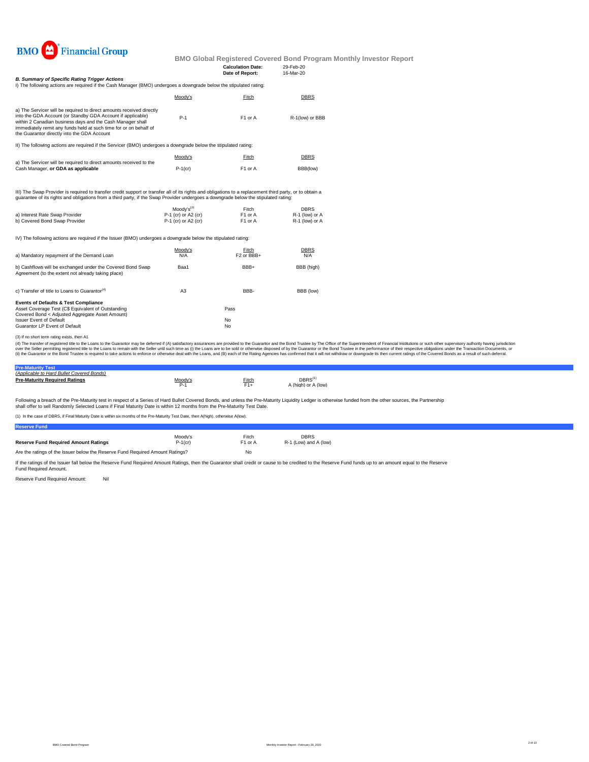BMO Financial Group

**BMO Global Registered Covered Bond Program Monthly Investor Report**

| | |
|---|---|
| **Calculation Date:** | 29-Feb-20 |
| **Date of Report:** | 16-Mar-20 |

***B. Summary of Specific Rating Trigger Actions***

I) The following actions are required if the Cash Manager (BMO) undergoes a downgrade below the stipulated rating:

| | Moody's | Fitch | DBRS |
|---|---|---|---|
| a) The Servicer will be required to direct amounts received directly into the GDA Account (or Standby GDA Account if applicable) within 2 Canadian business days and the Cash Manager shall immediately remit any funds held at such time for or on behalf of the Guarantor directly into the GDA Account | P-1 | F1 or A | R-1(low) or BBB |

II) The following actions are required if the Servicer (BMO) undergoes a downgrade below the stipulated rating:

| | Moody's | Fitch | DBRS |
|---|---|---|---|
| a) The Servicer will be required to direct amounts received to the Cash Manager, **or GDA as applicable** | P-1(cr) | F1 or A | BBB(low) |

III) The Swap Provider is required to transfer credit support or transfer all of its rights and obligations to a replacement third party, or to obtain a guarantee of its rights and obligations from a third party, if the Swap Provider undergoes a downgrade below the stipulated rating:

| | Moody's[3] | Fitch | DBRS |
|---|---|---|---|
| a) Interest Rate Swap Provider | P-1 (cr) or A2 (cr) | F1 or A | R-1 (low) or A |
| b) Covered Bond Swap Provider | P-1 (cr) or A2 (cr) | F1 or A | R-1 (low) or A |

IV) The following actions are required if the Issuer (BMO) undergoes a downgrade below the stipulated rating:

| | Moody's | Fitch | DBRS |
|---|---|---|---|
| a) Mandatory repayment of the Demand Loan | N/A | F2 or BBB+ | N/A |
| b) Cashflows will be exchanged under the Covered Bond Swap Agreement (to the extent not already taking place) | Baa1 | BBB+ | BBB (high) |
| c) Transfer of title to Loans to Guarantor[4] | A3 | BBB- | BBB (low) |

**Events of Defaults & Test Compliance**

| | |
|---|---|
| Asset Coverage Test (C$ Equivalent of Outstanding Covered Bond < Adjusted Aggregate Asset Amount) | Pass |
| Issuer Event of Default | No |
| Guarantor LP Event of Default | No |

(3) If no short term rating exists, then A1

(4) The transfer of registered title to the Loans to the Guarantor may be deferred if (A) satisfactory assurances are provided to the Guarantor and the Bond Trustee by The Office of the Superintendent of Financial Institutions or such other supervisory authority having jurisdiction over the Seller permitting registered title to the Loans to remain with the Seller until such time as (i) the Loans are to be sold or otherwise disposed of by the Guarantor or the Bond Trustee in the performance of their respective obligations under the Transaction Documents, or (ii) the Guarantor or the Bond Trustee is required to take actions to enforce or otherwise deal with the Loans, and (B) each of the Rating Agencies has confirmed that it will not withdraw or downgrade its then current ratings of the Covered Bonds as a result of such deferral.

## Pre-Maturity Test

*(Applicable to Hard Bullet Covered Bonds)*

| | Moody's | Fitch | DBRS[1] |
|---|---|---|---|
| **Pre-Maturity Required Ratings** | P-1 | F1+ | A (high) or A (low) |

Following a breach of the Pre-Maturity test in respect of a Series of Hard Bullet Covered Bonds, and unless the Pre-Maturity Liquidity Ledger is otherwise funded from the other sources, the Partnership shall offer to sell Randomly Selected Loans if Final Maturity Date is within 12 months from the Pre-Maturity Test Date.

(1) In the case of DBRS, if Final Maturity Date is within six months of the Pre-Maturity Test Date, then A(high), otherwise A(low).

## Reserve Fund

| | Moody's | Fitch | DBRS |
|---|---|---|---|
| **Reserve Fund Required Amount Ratings** | P-1(cr) | F1 or A | R-1 (Low) and A (low) |
| Are the ratings of the Issuer below the Reserve Fund Required Amount Ratings? | | No | |

If the ratings of the Issuer fall below the Reserve Fund Required Amount Ratings, then the Guarantor shall credit or cause to be credited to the Reserve Fund funds up to an amount equal to the Reserve Fund Required Amount.

Reserve Fund Required Amount: Nil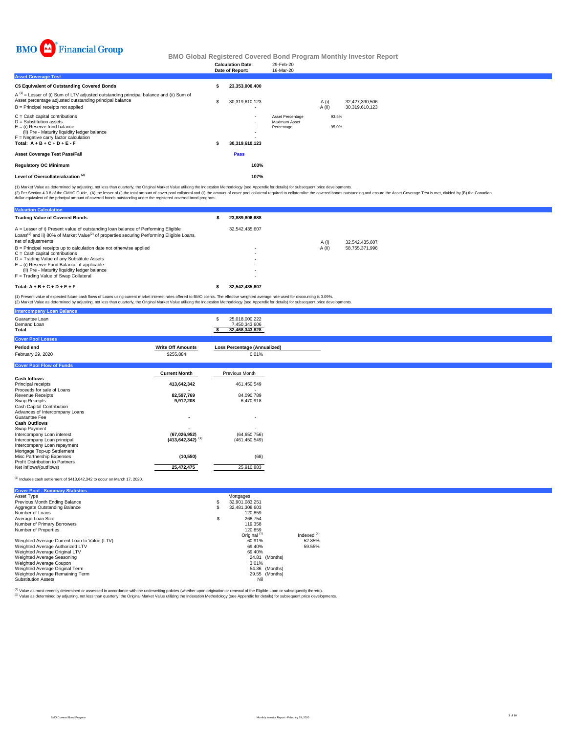BMO Financial Group

# BMO Global Registered Covered Bond Program Monthly Investor Report

| | |
|---|---|
| **Calculation Date:** | 29-Feb-20 |
| **Date of Report:** | 16-Mar-20 |

## Asset Coverage Test

| | | | | |
|---|---|---|---|---|
| **C$ Equivalent of Outstanding Covered Bonds** | **$ 23,353,000,400** | | | |
| A [1] = Lesser of (i) Sum of LTV adjusted outstanding principal balance and (ii) Sum of Asset percentage adjusted outstanding principal balance | $ 30,319,610,123 | | A (i) | 32,427,390,506 |
| B = Principal receipts not applied | - | | A (ii) | 30,319,610,123 |
| C = Cash capital contributions | - | Asset Percentage | 93.5% | |
| D = Substitution assets | - | Maximum Asset Percentage | 95.0% | |
| E = (i) Reserve fund balance | - | | | |
| (ii) Pre - Maturity liquidity ledger balance | - | | | |
| F = Negative carry factor calculation | - | | | |
| **Total: A + B + C + D + E - F** | **$ 30,319,610,123** | | | |
| **Asset Coverage Test Pass/Fail** | **Pass** | | | |
| **Regulatory OC Minimum** | **103%** | | | |
| **Level of Overcollateralization [2]** | **107%** | | | |

(1) Market Value as determined by adjusting, not less than quarterly, the Original Market Value utilizing the Indexation Methodology (see Appendix for details) for subsequent price developments.
(2) Per Section 4.3.8 of the CMHC Guide, (A) the lesser of (i) the total amount of cover pool collateral and (ii) the amount of cover pool collateral required to collateralize the covered bonds outstanding and ensure the Asset Coverage Test is met, divided by (B) the Canadian dollar equivalent of the principal amount of covered bonds outstanding under the registered covered bond program.

## Valuation Calculation

| | | | |
|---|---|---|---|
| **Trading Value of Covered Bonds** | **$ 23,889,806,688** | | |
| A = Lesser of i) Present value of outstanding loan balance of Performing Eligible Loans[1] and ii) 80% of Market Value[2] of properties securing Performing Eligible Loans, net of adjustments | 32,542,435,607 | A (i) | 32,542,435,607 |
| B = Principal receipts up to calculation date not otherwise applied | - | A (ii) | 58,755,371,996 |
| C = Cash capital contributions | - | | |
| D = Trading Value of any Substitute Assets | - | | |
| E = (i) Reserve Fund Balance, if applicable | - | | |
| (ii) Pre - Maturity liquidity ledger balance | - | | |
| F = Trading Value of Swap Collateral | - | | |
| **Total: A + B + C + D + E + F** | **$ 32,542,435,607** | | |

(1) Present value of expected future cash flows of Loans using current market interest rates offered to BMO clients. The effective weighted average rate used for discounting is 3.09%.
(2) Market Value as determined by adjusting, not less than quarterly, the Original Market Value utilizing the Indexation Methodology (see Appendix for details) for subsequent price developments.

## Intercompany Loan Balance

| | |
|---|---|
| Guarantee Loan | $ 25,018,000,222 |
| Demand Loan | 7,450,343,606 |
| **Total** | **$ 32,468,343,828** |

## Cover Pool Losses

| **Period end** | **Write Off Amounts** | **Loss Percentage (Annualized)** |
|---|---|---|
| February 29, 2020 | $255,884 | 0.01% |

## Cover Pool Flow of Funds

| | **Current Month** | Previous Month |
|---|---|---|
| **Cash Inflows** | | |
| Principal receipts | **413,642,342** | 461,450,549 |
| Proceeds for sale of Loans | **-** | - |
| Revenue Receipts | **82,597,769** | 84,090,789 |
| Swap Receipts | **9,912,208** | 6,470,918 |
| Cash Capital Contribution | | |
| Advances of Intercompany Loans | | |
| Guarantee Fee | **-** | - |
| **Cash Outflows** | | |
| Swap Payment | **-** | - |
| Intercompany Loan interest | **(67,026,952)** | (64,650,756) |
| Intercompany Loan principal | **(413,642,342)** [1] | (461,450,549) |
| Intercompany Loan repayment | | |
| Mortgage Top-up Settlement | | |
| Misc Partnership Expenses | **(10,550)** | (68) |
| Profit Distribution to Partners | | |
| Net inflows/(outflows) | **25,472,475** | 25,910,883 |

(1) Includes cash settlement of $413,642,342 to occur on March 17, 2020.

## Cover Pool - Summary Statistics

| | | |
|---|---|---|
| Asset Type | Mortgages | |
| Previous Month Ending Balance | $ 32,901,083,251 | |
| Aggregate Outstanding Balance | $ 32,481,308,603 | |
| Number of Loans | 120,859 | |
| Average Loan Size | $ 268,754 | |
| Number of Primary Borrowers | 119,358 | |
| Number of Properties | 120,859 | |
| | Original [1] | Indexed [2] |
| Weighted Average Current Loan to Value (LTV) | 60.91% | 52.85% |
| Weighted Average Authorized LTV | 69.40% | 59.55% |
| Weighted Average Original LTV | 69.40% | |
| Weighted Average Seasoning | 24.81 (Months) | |
| Weighted Average Coupon | 3.01% | |
| Weighted Average Original Term | 54.36 (Months) | |
| Weighted Average Remaining Term | 29.55 (Months) | |
| Substitution Assets | Nil | |

(1) Value as most recently determined or assessed in accordance with the underwriting policies (whether upon origination or renewal of the Eligible Loan or subsequently thereto).
(2) Value as determined by adjusting, not less than quarterly, the Original Market Value utilizing the Indexation Methodology (see Appendix for details) for subsequent price developments.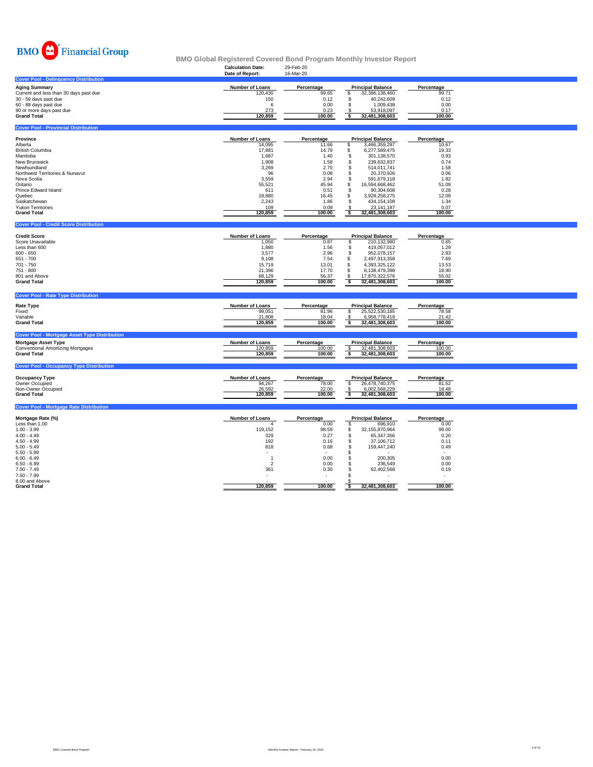BMO Financial Group

# BMO Global Registered Covered Bond Program Monthly Investor Report

**Calculation Date:** 29-Feb-20
**Date of Report:** 16-Mar-20

## Cover Pool - Delinquency Distribution

| Aging Summary | Number of Loans | Percentage | Principal Balance | Percentage |
|---|---|---|---|---|
| Current and less than 30 days past due | 120,430 | 99.65 | $ 32,386,138,460 | 99.71 |
| 30 - 59 days past due | 150 | 0.12 | $ 40,242,609 | 0.12 |
| 60 - 89 days past due | 6 | 0.00 | $ 1,009,438 | 0.00 |
| 90 or more days past due | 273 | 0.23 | $ 53,918,097 | 0.17 |
| **Grand Total** | **120,859** | **100.00** | **$ 32,481,308,603** | **100.00** |

## Cover Pool - Provincial Distribution

| Province | Number of Loans | Percentage | Principal Balance | Percentage |
|---|---|---|---|---|
| Alberta | 14,095 | 11.66 | $ 3,466,359,297 | 10.67 |
| British Columbia | 17,881 | 14.79 | $ 6,277,589,475 | 19.33 |
| Manitoba | 1,687 | 1.40 | $ 301,138,570 | 0.93 |
| New Brunswick | 1,908 | 1.58 | $ 239,632,837 | 0.74 |
| Newfoundland | 3,269 | 2.70 | $ 514,011,741 | 1.58 |
| Northwest Territories & Nunavut | 96 | 0.08 | $ 20,370,926 | 0.06 |
| Nova Scotia | 3,559 | 2.94 | $ 591,679,118 | 1.82 |
| Ontario | 55,521 | 45.94 | $ 16,594,668,462 | 51.09 |
| Prince Edward Island | 611 | 0.51 | $ 90,304,608 | 0.28 |
| Quebec | 19,880 | 16.45 | $ 3,928,258,275 | 12.09 |
| Saskatchewan | 2,243 | 1.86 | $ 434,154,108 | 1.34 |
| Yukon Territories | 109 | 0.09 | $ 23,141,187 | 0.07 |
| **Grand Total** | **120,859** | **100.00** | **$ 32,481,308,603** | **100.00** |

## Cover Pool - Credit Score Distribution

| Credit Score | Number of Loans | Percentage | Principal Balance | Percentage |
|---|---|---|---|---|
| Score Unavailable | 1,050 | 0.87 | $ 210,132,980 | 0.65 |
| Less than 600 | 1,880 | 1.56 | $ 419,057,012 | 1.29 |
| 600 - 650 | 3,577 | 2.96 | $ 952,078,157 | 2.93 |
| 651 - 700 | 9,108 | 7.54 | $ 2,497,913,358 | 7.69 |
| 701 - 750 | 15,719 | 13.01 | $ 4,393,325,122 | 13.53 |
| 751 - 800 | 21,396 | 17.70 | $ 6,138,479,398 | 18.90 |
| 801 and Above | 68,129 | 56.37 | $ 17,870,322,576 | 55.02 |
| **Grand Total** | **120,859** | **100.00** | **$ 32,481,308,603** | **100.00** |

## Cover Pool - Rate Type Distribution

| Rate Type | Number of Loans | Percentage | Principal Balance | Percentage |
|---|---|---|---|---|
| Fixed | 99,051 | 81.96 | $ 25,522,530,185 | 78.58 |
| Variable | 21,808 | 18.04 | $ 6,958,778,418 | 21.42 |
| **Grand Total** | **120,859** | **100.00** | **$ 32,481,308,603** | **100.00** |

## Cover Pool - Mortgage Asset Type Distribution

| Mortgage Asset Type | Number of Loans | Percentage | Principal Balance | Percentage |
|---|---|---|---|---|
| Conventional Amortizing Mortgages | 120,859 | 100.00 | $ 32,481,308,603 | 100.00 |
| **Grand Total** | **120,859** | **100.00** | **$ 32,481,308,603** | **100.00** |

## Cover Pool - Occupancy Type Distribution

| Occupancy Type | Number of Loans | Percentage | Principal Balance | Percentage |
|---|---|---|---|---|
| Owner Occupied | 94,267 | 78.00 | $ 26,478,740,375 | 81.52 |
| Non-Owner Occupied | 26,592 | 22.00 | $ 6,002,568,229 | 18.48 |
| **Grand Total** | **120,859** | **100.00** | **$ 32,481,308,603** | **100.00** |

## Cover Pool - Mortgage Rate Distribution

| Mortgage Rate (%) | Number of Loans | Percentage | Principal Balance | Percentage |
|---|---|---|---|---|
| Less than 1.00 | 4 | 0.00 | $ 696,910 | 0.00 |
| 1.00 - 3.99 | 119,152 | 98.59 | $ 32,155,870,964 | 99.00 |
| 4.00 - 4.49 | 329 | 0.27 | $ 65,347,356 | 0.20 |
| 4.50 - 4.99 | 192 | 0.16 | $ 37,106,712 | 0.11 |
| 5.00 - 5.49 | 818 | 0.68 | $ 159,447,240 | 0.49 |
| 5.50 - 5.99 | - | - | $ - | - |
| 6.00 - 6.49 | 1 | 0.00 | $ 200,305 | 0.00 |
| 6.50 - 6.99 | 2 | 0.00 | $ 236,549 | 0.00 |
| 7.00 - 7.49 | 361 | 0.30 | $ 62,402,568 | 0.19 |
| 7.50 - 7.99 | - | - | $ - | - |
| 8.00 and Above | - | - | $ - | - |
| **Grand Total** | **120,859** | **100.00** | **$ 32,481,308,603** | **100.00** |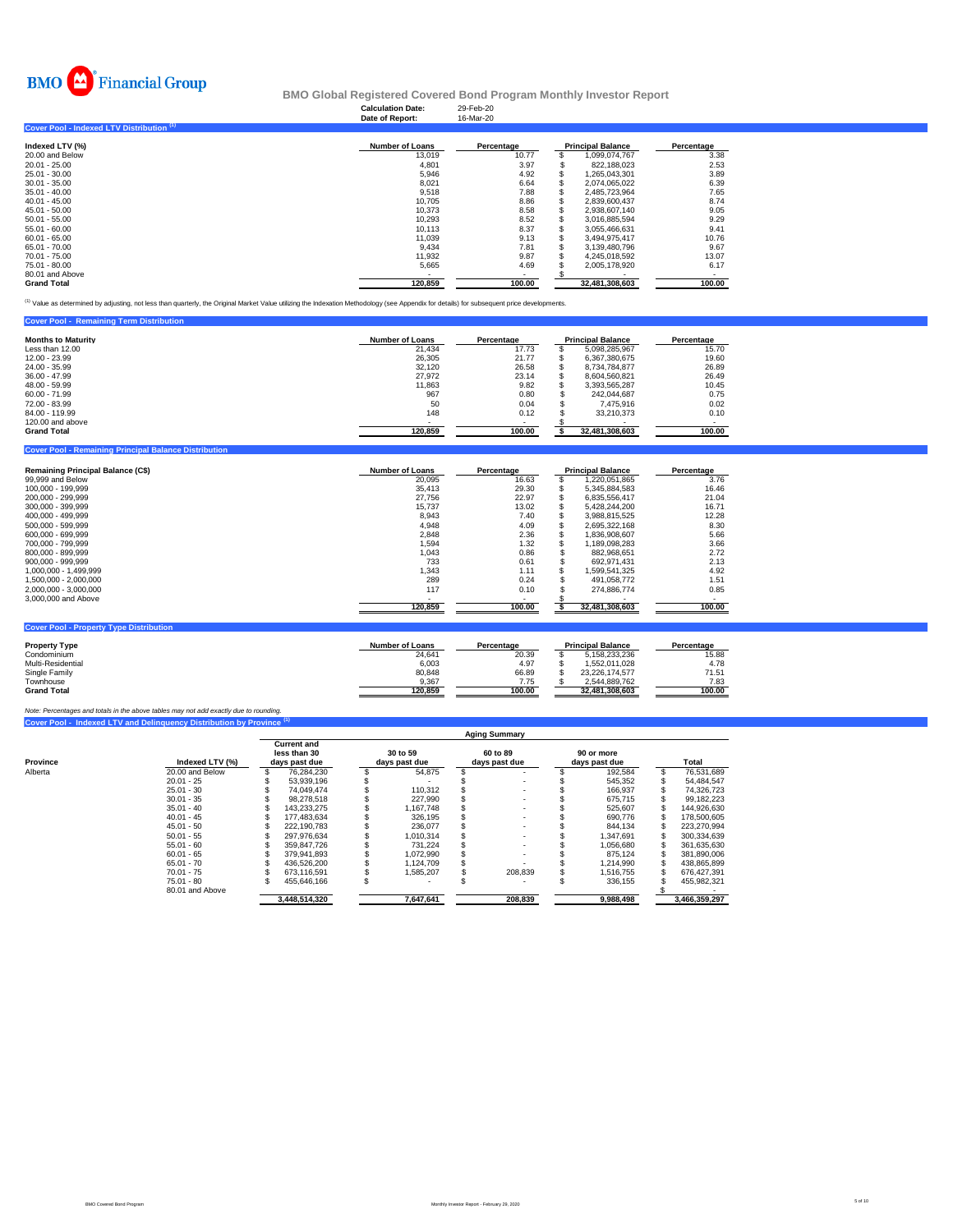BMO Financial Group

# BMO Global Registered Covered Bond Program Monthly Investor Report

**Calculation Date:** 29-Feb-20
**Date of Report:** 16-Mar-20

## Cover Pool - Indexed LTV Distribution [1]

| Indexed LTV (%) | Number of Loans | Percentage | Principal Balance | Percentage |
|---|---|---|---|---|
| 20.00 and Below | 13,019 | 10.77 | $ 1,099,074,767 | 3.38 |
| 20.01 - 25.00 | 4,801 | 3.97 | $ 822,188,023 | 2.53 |
| 25.01 - 30.00 | 5,946 | 4.92 | $ 1,265,043,301 | 3.89 |
| 30.01 - 35.00 | 8,021 | 6.64 | $ 2,074,065,022 | 6.39 |
| 35.01 - 40.00 | 9,518 | 7.88 | $ 2,485,723,964 | 7.65 |
| 40.01 - 45.00 | 10,705 | 8.86 | $ 2,839,600,437 | 8.74 |
| 45.01 - 50.00 | 10,373 | 8.58 | $ 2,938,607,140 | 9.05 |
| 50.01 - 55.00 | 10,293 | 8.52 | $ 3,016,885,594 | 9.29 |
| 55.01 - 60.00 | 10,113 | 8.37 | $ 3,055,466,631 | 9.41 |
| 60.01 - 65.00 | 11,039 | 9.13 | $ 3,494,975,417 | 10.76 |
| 65.01 - 70.00 | 9,434 | 7.81 | $ 3,139,480,796 | 9.67 |
| 70.01 - 75.00 | 11,932 | 9.87 | $ 4,245,018,592 | 13.07 |
| 75.01 - 80.00 | 5,665 | 4.69 | $ 2,005,178,920 | 6.17 |
| 80.01 and Above | - | - | $ - | - |
| **Grand Total** | **120,859** | **100.00** | **$ 32,481,308,603** | **100.00** |

[1] Value as determined by adjusting, not less than quarterly, the Original Market Value utilizing the Indexation Methodology (see Appendix for details) for subsequent price developments.

## Cover Pool - Remaining Term Distribution

| Months to Maturity | Number of Loans | Percentage | Principal Balance | Percentage |
|---|---|---|---|---|
| Less than 12.00 | 21,434 | 17.73 | $ 5,098,285,967 | 15.70 |
| 12.00 - 23.99 | 26,305 | 21.77 | $ 6,367,380,675 | 19.60 |
| 24.00 - 35.99 | 32,120 | 26.58 | $ 8,734,784,877 | 26.89 |
| 36.00 - 47.99 | 27,972 | 23.14 | $ 8,604,560,821 | 26.49 |
| 48.00 - 59.99 | 11,863 | 9.82 | $ 3,393,565,287 | 10.45 |
| 60.00 - 71.99 | 967 | 0.80 | $ 242,044,687 | 0.75 |
| 72.00 - 83.99 | 50 | 0.04 | $ 7,475,916 | 0.02 |
| 84.00 - 119.99 | 148 | 0.12 | $ 33,210,373 | 0.10 |
| 120.00 and above | - | - | $ - | - |
| **Grand Total** | **120,859** | **100.00** | **$ 32,481,308,603** | **100.00** |

## Cover Pool - Remaining Principal Balance Distribution

| Remaining Principal Balance (C$) | Number of Loans | Percentage | Principal Balance | Percentage |
|---|---|---|---|---|
| 99,999 and Below | 20,095 | 16.63 | $ 1,220,051,865 | 3.76 |
| 100,000 - 199,999 | 35,413 | 29.30 | $ 5,345,884,583 | 16.46 |
| 200,000 - 299,999 | 27,756 | 22.97 | $ 6,835,556,417 | 21.04 |
| 300,000 - 399,999 | 15,737 | 13.02 | $ 5,428,244,200 | 16.71 |
| 400,000 - 499,999 | 8,943 | 7.40 | $ 3,988,815,525 | 12.28 |
| 500,000 - 599,999 | 4,948 | 4.09 | $ 2,695,322,168 | 8.30 |
| 600,000 - 699,999 | 2,848 | 2.36 | $ 1,836,908,607 | 5.66 |
| 700,000 - 799,999 | 1,594 | 1.32 | $ 1,189,098,283 | 3.66 |
| 800,000 - 899,999 | 1,043 | 0.86 | $ 882,968,651 | 2.72 |
| 900,000 - 999,999 | 733 | 0.61 | $ 692,971,431 | 2.13 |
| 1,000,000 - 1,499,999 | 1,343 | 1.11 | $ 1,599,541,325 | 4.92 |
| 1,500,000 - 2,000,000 | 289 | 0.24 | $ 491,058,772 | 1.51 |
| 2,000,000 - 3,000,000 | 117 | 0.10 | $ 274,886,774 | 0.85 |
| 3,000,000 and Above | - | - | $ - | - |
| | **120,859** | **100.00** | **$ 32,481,308,603** | **100.00** |

## Cover Pool - Property Type Distribution

| Property Type | Number of Loans | Percentage | Principal Balance | Percentage |
|---|---|---|---|---|
| Condominium | 24,641 | 20.39 | $ 5,158,233,236 | 15.88 |
| Multi-Residential | 6,003 | 4.97 | $ 1,552,011,028 | 4.78 |
| Single Family | 80,848 | 66.89 | $ 23,226,174,577 | 71.51 |
| Townhouse | 9,367 | 7.75 | $ 2,544,889,762 | 7.83 |
| **Grand Total** | **120,859** | **100.00** | **32,481,308,603** | **100.00** |

*Note: Percentages and totals in the above tables may not add exactly due to rounding.*

## Cover Pool - Indexed LTV and Delinquency Distribution by Province [1]

| | | Aging Summary | | | | |
|---|---|---|---|---|---|---|
| **Province** | **Indexed LTV (%)** | **Current and less than 30 days past due** | **30 to 59 days past due** | **60 to 89 days past due** | **90 or more days past due** | **Total** |
| Alberta | 20.00 and Below | $ 76,284,230 | $ 54,875 | $ - | $ 192,584 | $ 76,531,689 |
| | 20.01 - 25 | $ 53,939,196 | $ - | $ - | $ 545,352 | $ 54,484,547 |
| | 25.01 - 30 | $ 74,049,474 | $ 110,312 | $ - | $ 166,937 | $ 74,326,723 |
| | 30.01 - 35 | $ 98,278,518 | $ 227,990 | $ - | $ 675,715 | $ 99,182,223 |
| | 35.01 - 40 | $ 143,233,275 | $ 1,167,748 | $ - | $ 525,607 | $ 144,926,630 |
| | 40.01 - 45 | $ 177,483,634 | $ 326,195 | $ - | $ 690,776 | $ 178,500,605 |
| | 45.01 - 50 | $ 222,190,783 | $ 236,077 | $ - | $ 844,134 | $ 223,270,994 |
| | 50.01 - 55 | $ 297,976,634 | $ 1,010,314 | $ - | $ 1,347,691 | $ 300,334,639 |
| | 55.01 - 60 | $ 359,847,726 | $ 731,224 | $ - | $ 1,056,680 | $ 361,635,630 |
| | 60.01 - 65 | $ 379,941,893 | $ 1,072,990 | $ - | $ 875,124 | $ 381,890,006 |
| | 65.01 - 70 | $ 436,526,200 | $ 1,124,709 | $ - | $ 1,214,990 | $ 438,865,899 |
| | 70.01 - 75 | $ 673,116,591 | $ 1,585,207 | $ 208,839 | $ 1,516,755 | $ 676,427,391 |
| | 75.01 - 80 | $ 455,646,166 | $ - | $ - | $ 336,155 | $ 455,982,321 |
| | 80.01 and Above | | | | | $ - |
| | | **3,448,514,320** | **7,647,641** | **208,839** | **9,988,498** | **3,466,359,297** |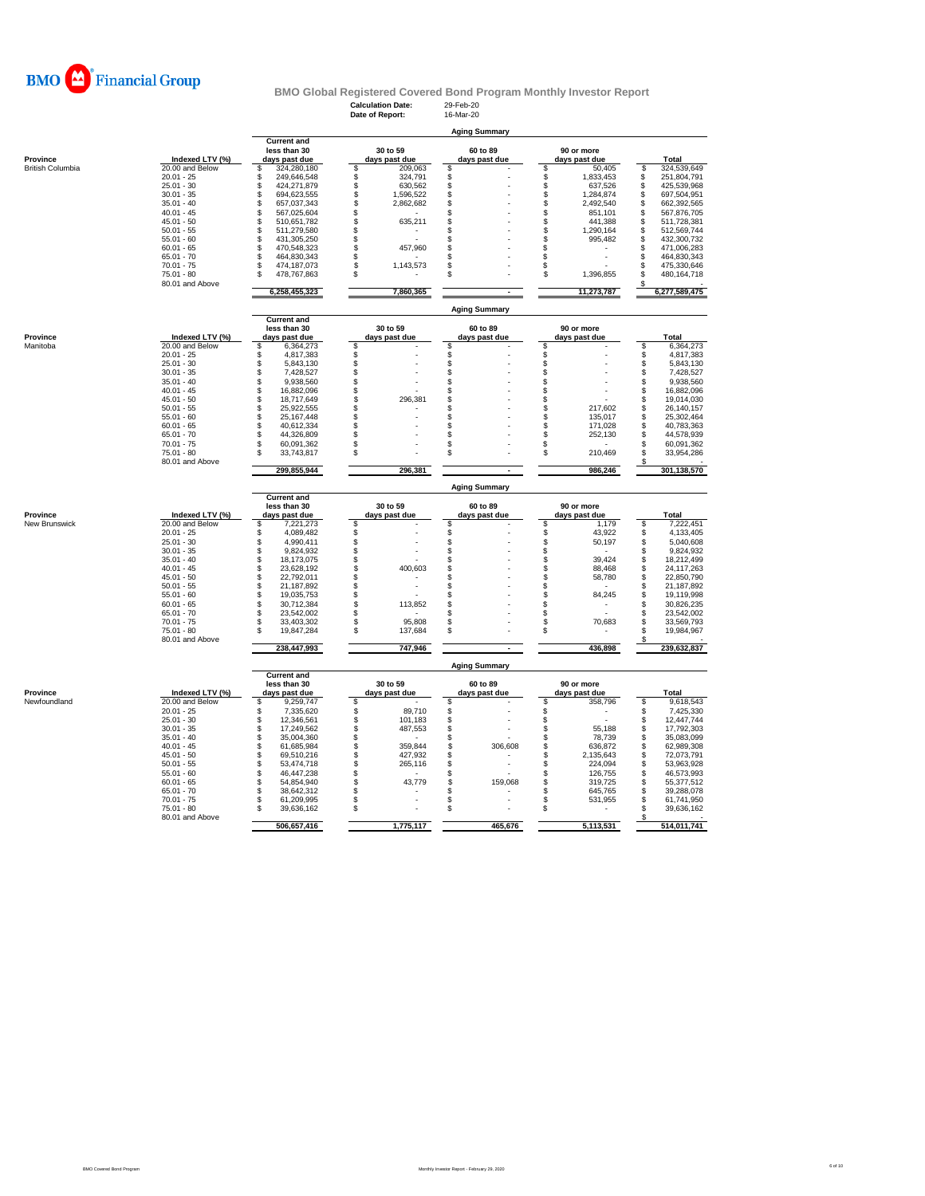# BMO Financial Group

## BMO Global Registered Covered Bond Program Monthly Investor Report

**Calculation Date:** 29-Feb-20
**Date of Report:** 16-Mar-20

### Aging Summary

| Province | Indexed LTV (%) | Current and less than 30 days past due | 30 to 59 days past due | 60 to 89 days past due | 90 or more days past due | Total |
|---|---|---|---|---|---|---|
| British Columbia | 20.00 and Below | $ 324,280,180 | $ 209,063 | $ - | $ 50,405 | $ 324,539,649 |
| | 20.01 - 25 | $ 249,646,548 | $ 324,791 | $ - | $ 1,833,453 | $ 251,804,791 |
| | 25.01 - 30 | $ 424,271,879 | $ 630,562 | $ - | $ 637,526 | $ 425,539,968 |
| | 30.01 - 35 | $ 694,623,555 | $ 1,596,522 | $ - | $ 1,284,874 | $ 697,504,951 |
| | 35.01 - 40 | $ 657,037,343 | $ 2,862,682 | $ - | $ 2,492,540 | $ 662,392,565 |
| | 40.01 - 45 | $ 567,025,604 | $ - | $ - | $ 851,101 | $ 567,876,705 |
| | 45.01 - 50 | $ 510,651,782 | $ 635,211 | $ - | $ 441,388 | $ 511,728,381 |
| | 50.01 - 55 | $ 511,279,580 | $ - | $ - | $ 1,290,164 | $ 512,569,744 |
| | 55.01 - 60 | $ 431,305,250 | $ - | $ - | $ 995,482 | $ 432,300,732 |
| | 60.01 - 65 | $ 470,548,323 | $ 457,960 | $ - | $ - | $ 471,006,283 |
| | 65.01 - 70 | $ 464,830,343 | $ - | $ - | $ - | $ 464,830,343 |
| | 70.01 - 75 | $ 474,187,073 | $ 1,143,573 | $ - | $ - | $ 475,330,646 |
| | 75.01 - 80 | $ 478,767,863 | $ - | $ - | $ 1,396,855 | $ 480,164,718 |
| | 80.01 and Above | | | | | $ - |
| | | 6,258,455,323 | 7,860,365 | - | 11,273,787 | 6,277,589,475 |

### Aging Summary

| Province | Indexed LTV (%) | Current and less than 30 days past due | 30 to 59 days past due | 60 to 89 days past due | 90 or more days past due | Total |
|---|---|---|---|---|---|---|
| Manitoba | 20.00 and Below | $ 6,364,273 | $ - | $ - | $ - | $ 6,364,273 |
| | 20.01 - 25 | $ 4,817,383 | $ - | $ - | $ - | $ 4,817,383 |
| | 25.01 - 30 | $ 5,843,130 | $ - | $ - | $ - | $ 5,843,130 |
| | 30.01 - 35 | $ 7,428,527 | $ - | $ - | $ - | $ 7,428,527 |
| | 35.01 - 40 | $ 9,938,560 | $ - | $ - | $ - | $ 9,938,560 |
| | 40.01 - 45 | $ 16,882,096 | $ - | $ - | $ - | $ 16,882,096 |
| | 45.01 - 50 | $ 18,717,649 | $ 296,381 | $ - | $ - | $ 19,014,030 |
| | 50.01 - 55 | $ 25,922,555 | $ - | $ - | $ 217,602 | $ 26,140,157 |
| | 55.01 - 60 | $ 25,167,448 | $ - | $ - | $ 135,017 | $ 25,302,464 |
| | 60.01 - 65 | $ 40,612,334 | $ - | $ - | $ 171,028 | $ 40,783,363 |
| | 65.01 - 70 | $ 44,326,809 | $ - | $ - | $ 252,130 | $ 44,578,939 |
| | 70.01 - 75 | $ 60,091,362 | $ - | $ - | $ - | $ 60,091,362 |
| | 75.01 - 80 | $ 33,743,817 | $ - | $ - | $ 210,469 | $ 33,954,286 |
| | 80.01 and Above | | | | | $ - |
| | | 299,855,944 | 296,381 | - | 986,246 | 301,138,570 |

### Aging Summary

| Province | Indexed LTV (%) | Current and less than 30 days past due | 30 to 59 days past due | 60 to 89 days past due | 90 or more days past due | Total |
|---|---|---|---|---|---|---|
| New Brunswick | 20.00 and Below | $ 7,221,273 | $ - | $ - | $ 1,179 | $ 7,222,451 |
| | 20.01 - 25 | $ 4,089,482 | $ - | $ - | $ 43,922 | $ 4,133,405 |
| | 25.01 - 30 | $ 4,990,411 | $ - | $ - | $ 50,197 | $ 5,040,608 |
| | 30.01 - 35 | $ 9,824,932 | $ - | $ - | $ - | $ 9,824,932 |
| | 35.01 - 40 | $ 18,173,075 | $ - | $ - | $ 39,424 | $ 18,212,499 |
| | 40.01 - 45 | $ 23,628,192 | $ 400,603 | $ - | $ 88,468 | $ 24,117,263 |
| | 45.01 - 50 | $ 22,792,011 | $ - | $ - | $ 58,780 | $ 22,850,790 |
| | 50.01 - 55 | $ 21,187,892 | $ - | $ - | $ - | $ 21,187,892 |
| | 55.01 - 60 | $ 19,035,753 | $ - | $ - | $ 84,245 | $ 19,119,998 |
| | 60.01 - 65 | $ 30,712,384 | $ 113,852 | $ - | $ - | $ 30,826,235 |
| | 65.01 - 70 | $ 23,542,002 | $ - | $ - | $ - | $ 23,542,002 |
| | 70.01 - 75 | $ 33,403,302 | $ 95,808 | $ - | $ 70,683 | $ 33,569,793 |
| | 75.01 - 80 | $ 19,847,284 | $ 137,684 | $ - | $ - | $ 19,984,967 |
| | 80.01 and Above | | | | | $ - |
| | | 238,447,993 | 747,946 | - | 436,898 | 239,632,837 |

### Aging Summary

| Province | Indexed LTV (%) | Current and less than 30 days past due | 30 to 59 days past due | 60 to 89 days past due | 90 or more days past due | Total |
|---|---|---|---|---|---|---|
| Newfoundland | 20.00 and Below | $ 9,259,747 | $ - | $ - | $ 358,796 | $ 9,618,543 |
| | 20.01 - 25 | $ 7,335,620 | $ 89,710 | $ - | $ - | $ 7,425,330 |
| | 25.01 - 30 | $ 12,346,561 | $ 101,183 | $ - | $ - | $ 12,447,744 |
| | 30.01 - 35 | $ 17,249,562 | $ 487,553 | $ - | $ 55,188 | $ 17,792,303 |
| | 35.01 - 40 | $ 35,004,360 | $ - | $ - | $ 78,739 | $ 35,083,099 |
| | 40.01 - 45 | $ 61,685,984 | $ 359,844 | $ 306,608 | $ 636,872 | $ 62,989,308 |
| | 45.01 - 50 | $ 69,510,216 | $ 427,932 | $ - | $ 2,135,643 | $ 72,073,791 |
| | 50.01 - 55 | $ 53,474,718 | $ 265,116 | $ - | $ 224,094 | $ 53,963,928 |
| | 55.01 - 60 | $ 46,447,238 | $ - | $ - | $ 126,755 | $ 46,573,993 |
| | 60.01 - 65 | $ 54,854,940 | $ 43,779 | $ 159,068 | $ 319,725 | $ 55,377,512 |
| | 65.01 - 70 | $ 38,642,312 | $ - | $ - | $ 645,765 | $ 39,288,078 |
| | 70.01 - 75 | $ 61,209,995 | $ - | $ - | $ 531,955 | $ 61,741,950 |
| | 75.01 - 80 | $ 39,636,162 | $ - | $ - | $ - | $ 39,636,162 |
| | 80.01 and Above | | | | | $ - |
| | | 506,657,416 | 1,775,117 | 465,676 | 5,113,531 | 514,011,741 |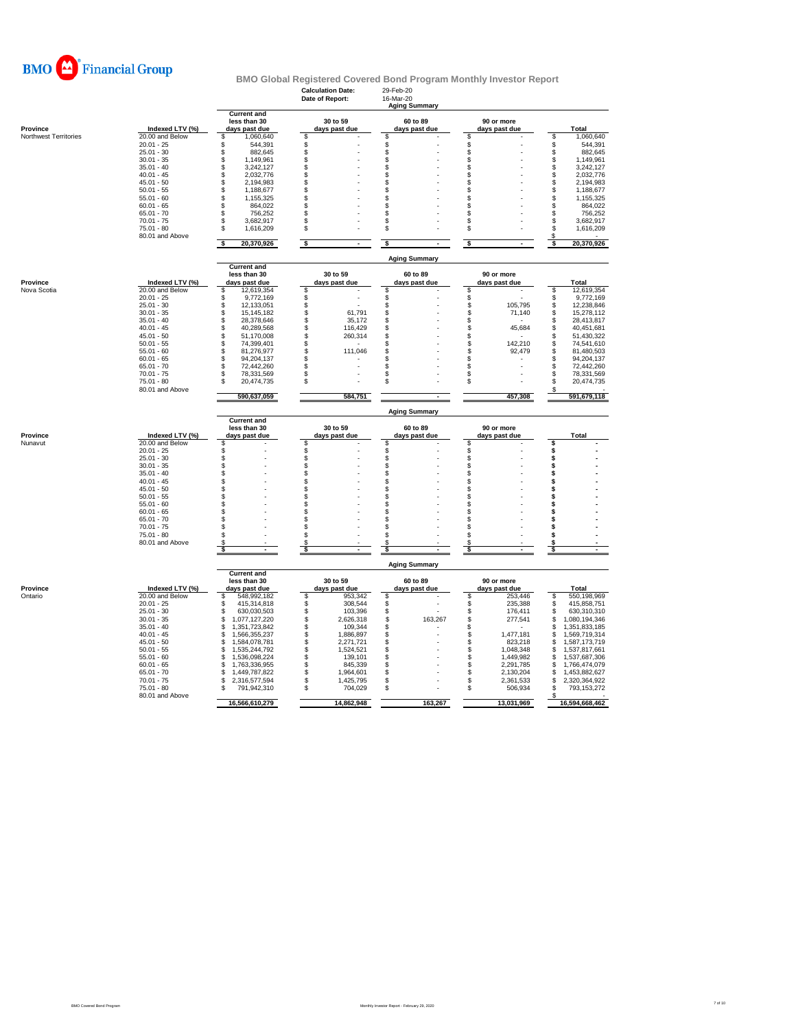# BMO Financial Group

## BMO Global Registered Covered Bond Program Monthly Investor Report

**Calculation Date:** 29-Feb-20
**Date of Report:** 16-Mar-20

### Aging Summary

| Province | Indexed LTV (%) | Current and less than 30 days past due | 30 to 59 days past due | 60 to 89 days past due | 90 or more days past due | Total |
|---|---|---|---|---|---|---|
| Northwest Territories | 20.00 and Below | $ 1,060,640 | $ - | $ - | $ - | $ 1,060,640 |
| | 20.01 - 25 | $ 544,391 | $ - | $ - | $ - | $ 544,391 |
| | 25.01 - 30 | $ 882,645 | $ - | $ - | $ - | $ 882,645 |
| | 30.01 - 35 | $ 1,149,961 | $ - | $ - | $ - | $ 1,149,961 |
| | 35.01 - 40 | $ 3,242,127 | $ - | $ - | $ - | $ 3,242,127 |
| | 40.01 - 45 | $ 2,032,776 | $ - | $ - | $ - | $ 2,032,776 |
| | 45.01 - 50 | $ 2,194,983 | $ - | $ - | $ - | $ 2,194,983 |
| | 50.01 - 55 | $ 1,188,677 | $ - | $ - | $ - | $ 1,188,677 |
| | 55.01 - 60 | $ 1,155,325 | $ - | $ - | $ - | $ 1,155,325 |
| | 60.01 - 65 | $ 864,022 | $ - | $ - | $ - | $ 864,022 |
| | 65.01 - 70 | $ 756,252 | $ - | $ - | $ - | $ 756,252 |
| | 70.01 - 75 | $ 3,682,917 | $ - | $ - | $ - | $ 3,682,917 |
| | 75.01 - 80 | $ 1,616,209 | $ - | $ - | $ - | $ 1,616,209 |
| | 80.01 and Above | | | | | $ - |
| | | $ 20,370,926 | $ - | $ - | $ - | $ 20,370,926 |

### Aging Summary

| Province | Indexed LTV (%) | Current and less than 30 days past due | 30 to 59 days past due | 60 to 89 days past due | 90 or more days past due | Total |
|---|---|---|---|---|---|---|
| Nova Scotia | 20.00 and Below | $ 12,619,354 | $ - | $ - | $ - | $ 12,619,354 |
| | 20.01 - 25 | $ 9,772,169 | $ - | $ - | $ - | $ 9,772,169 |
| | 25.01 - 30 | $ 12,133,051 | $ - | $ - | $ 105,795 | $ 12,238,846 |
| | 30.01 - 35 | $ 15,145,182 | $ 61,791 | $ - | $ 71,140 | $ 15,278,112 |
| | 35.01 - 40 | $ 28,378,646 | $ 35,172 | $ - | $ - | $ 28,413,817 |
| | 40.01 - 45 | $ 40,289,568 | $ 116,429 | $ - | $ 45,684 | $ 40,451,681 |
| | 45.01 - 50 | $ 51,170,008 | $ 260,314 | $ - | $ - | $ 51,430,322 |
| | 50.01 - 55 | $ 74,399,401 | $ - | $ - | $ 142,210 | $ 74,541,610 |
| | 55.01 - 60 | $ 81,276,977 | $ 111,046 | $ - | $ 92,479 | $ 81,480,503 |
| | 60.01 - 65 | $ 94,204,137 | $ - | $ - | $ - | $ 94,204,137 |
| | 65.01 - 70 | $ 72,442,260 | $ - | $ - | $ - | $ 72,442,260 |
| | 70.01 - 75 | $ 78,331,569 | $ - | $ - | $ - | $ 78,331,569 |
| | 75.01 - 80 | $ 20,474,735 | $ - | $ - | $ - | $ 20,474,735 |
| | 80.01 and Above | | | | | $ - |
| | | 590,637,059 | 584,751 | - | 457,308 | 591,679,118 |

### Aging Summary

| Province | Indexed LTV (%) | Current and less than 30 days past due | 30 to 59 days past due | 60 to 89 days past due | 90 or more days past due | Total |
|---|---|---|---|---|---|---|
| Nunavut | 20.00 and Below | $ - | $ - | $ - | $ - | $ - |
| | 20.01 - 25 | $ - | $ - | $ - | $ - | $ - |
| | 25.01 - 30 | $ - | $ - | $ - | $ - | $ - |
| | 30.01 - 35 | $ - | $ - | $ - | $ - | $ - |
| | 35.01 - 40 | $ - | $ - | $ - | $ - | $ - |
| | 40.01 - 45 | $ - | $ - | $ - | $ - | $ - |
| | 45.01 - 50 | $ - | $ - | $ - | $ - | $ - |
| | 50.01 - 55 | $ - | $ - | $ - | $ - | $ - |
| | 55.01 - 60 | $ - | $ - | $ - | $ - | $ - |
| | 60.01 - 65 | $ - | $ - | $ - | $ - | $ - |
| | 65.01 - 70 | $ - | $ - | $ - | $ - | $ - |
| | 70.01 - 75 | $ - | $ - | $ - | $ - | $ - |
| | 75.01 - 80 | $ - | $ - | $ - | $ - | $ - |
| | 80.01 and Above | $ - | $ - | $ - | $ - | $ - |
| | | $ - | $ - | $ - | $ - | $ - |

### Aging Summary

| Province | Indexed LTV (%) | Current and less than 30 days past due | 30 to 59 days past due | 60 to 89 days past due | 90 or more days past due | Total |
|---|---|---|---|---|---|---|
| Ontario | 20.00 and Below | $ 548,992,182 | $ 953,342 | $ - | $ 253,446 | $ 550,198,969 |
| | 20.01 - 25 | $ 415,314,818 | $ 308,544 | $ - | $ 235,388 | $ 415,858,751 |
| | 25.01 - 30 | $ 630,030,503 | $ 103,396 | $ - | $ 176,411 | $ 630,310,310 |
| | 30.01 - 35 | $ 1,077,127,220 | $ 2,626,318 | $ 163,267 | $ 277,541 | $ 1,080,194,346 |
| | 35.01 - 40 | $ 1,351,723,842 | $ 109,344 | $ - | $ - | $ 1,351,833,185 |
| | 40.01 - 45 | $ 1,566,355,237 | $ 1,886,897 | $ - | $ 1,477,181 | $ 1,569,719,314 |
| | 45.01 - 50 | $ 1,584,078,781 | $ 2,271,721 | $ - | $ 823,218 | $ 1,587,173,719 |
| | 50.01 - 55 | $ 1,535,244,792 | $ 1,524,521 | $ - | $ 1,048,348 | $ 1,537,817,661 |
| | 55.01 - 60 | $ 1,536,098,224 | $ 139,101 | $ - | $ 1,449,982 | $ 1,537,687,306 |
| | 60.01 - 65 | $ 1,763,336,955 | $ 845,339 | $ - | $ 2,291,785 | $ 1,766,474,079 |
| | 65.01 - 70 | $ 1,449,787,822 | $ 1,964,601 | $ - | $ 2,130,204 | $ 1,453,882,627 |
| | 70.01 - 75 | $ 2,316,577,594 | $ 1,425,795 | $ - | $ 2,361,533 | $ 2,320,364,922 |
| | 75.01 - 80 | $ 791,942,310 | $ 704,029 | $ - | $ 506,934 | $ 793,153,272 |
| | 80.01 and Above | | | | | $ - |
| | | 16,566,610,279 | 14,862,948 | 163,267 | 13,031,969 | 16,594,668,462 |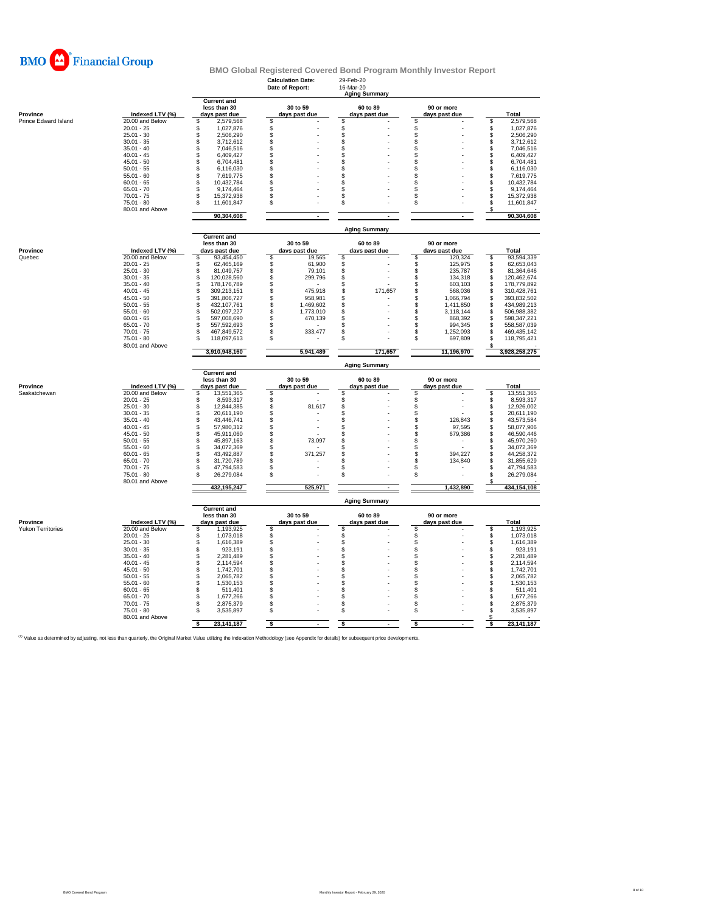# BMO Financial Group

## BMO Global Registered Covered Bond Program Monthly Investor Report

**Calculation Date:** 29-Feb-20
**Date of Report:** 16-Mar-20

### Aging Summary

| Province | Indexed LTV (%) | Current and less than 30 days past due | 30 to 59 days past due | 60 to 89 days past due | 90 or more days past due | Total |
|---|---|---|---|---|---|---|
| Prince Edward Island | 20.00 and Below | $ 2,579,568 | $ - | $ - | $ - | $ 2,579,568 |
| | 20.01 - 25 | $ 1,027,876 | $ - | $ - | $ - | $ 1,027,876 |
| | 25.01 - 30 | $ 2,506,290 | $ - | $ - | $ - | $ 2,506,290 |
| | 30.01 - 35 | $ 3,712,612 | $ - | $ - | $ - | $ 3,712,612 |
| | 35.01 - 40 | $ 7,046,516 | $ - | $ - | $ - | $ 7,046,516 |
| | 40.01 - 45 | $ 6,409,427 | $ - | $ - | $ - | $ 6,409,427 |
| | 45.01 - 50 | $ 6,704,481 | $ - | $ - | $ - | $ 6,704,481 |
| | 50.01 - 55 | $ 6,116,030 | $ - | $ - | $ - | $ 6,116,030 |
| | 55.01 - 60 | $ 7,619,775 | $ - | $ - | $ - | $ 7,619,775 |
| | 60.01 - 65 | $ 10,432,784 | $ - | $ - | $ - | $ 10,432,784 |
| | 65.01 - 70 | $ 9,174,464 | $ - | $ - | $ - | $ 9,174,464 |
| | 70.01 - 75 | $ 15,372,938 | $ - | $ - | $ - | $ 15,372,938 |
| | 75.01 - 80 | $ 11,601,847 | $ - | $ - | $ - | $ 11,601,847 |
| | 80.01 and Above | | | | | $ - |
| | | 90,304,608 | - | - | - | 90,304,608 |

### Aging Summary

| Province | Indexed LTV (%) | Current and less than 30 days past due | 30 to 59 days past due | 60 to 89 days past due | 90 or more days past due | Total |
|---|---|---|---|---|---|---|
| Quebec | 20.00 and Below | $ 93,454,450 | $ 19,565 | $ - | $ 120,324 | $ 93,594,339 |
| | 20.01 - 25 | $ 62,465,169 | $ 61,900 | $ - | $ 125,975 | $ 62,653,043 |
| | 25.01 - 30 | $ 81,049,757 | $ 79,101 | $ - | $ 235,787 | $ 81,364,646 |
| | 30.01 - 35 | $ 120,028,560 | $ 299,796 | $ - | $ 134,318 | $ 120,462,674 |
| | 35.01 - 40 | $ 178,176,789 | $ - | $ - | $ 603,103 | $ 178,779,892 |
| | 40.01 - 45 | $ 309,213,151 | $ 475,918 | $ 171,657 | $ 568,036 | $ 310,428,761 |
| | 45.01 - 50 | $ 391,806,727 | $ 958,981 | $ - | $ 1,066,794 | $ 393,832,502 |
| | 50.01 - 55 | $ 432,107,761 | $ 1,469,602 | $ - | $ 1,411,850 | $ 434,989,213 |
| | 55.01 - 60 | $ 502,097,227 | $ 1,773,010 | $ - | $ 3,118,144 | $ 506,988,382 |
| | 60.01 - 65 | $ 597,008,690 | $ 470,139 | $ - | $ 868,392 | $ 598,347,221 |
| | 65.01 - 70 | $ 557,592,693 | $ - | $ - | $ 994,345 | $ 558,587,039 |
| | 70.01 - 75 | $ 467,849,572 | $ 333,477 | $ - | $ 1,252,093 | $ 469,435,142 |
| | 75.01 - 80 | $ 118,097,613 | $ - | $ - | $ 697,809 | $ 118,795,421 |
| | 80.01 and Above | | | | | $ - |
| | | 3,910,948,160 | 5,941,489 | 171,657 | 11,196,970 | 3,928,258,275 |

### Aging Summary

| Province | Indexed LTV (%) | Current and less than 30 days past due | 30 to 59 days past due | 60 to 89 days past due | 90 or more days past due | Total |
|---|---|---|---|---|---|---|
| Saskatchewan | 20.00 and Below | $ 13,551,365 | $ - | $ - | $ - | $ 13,551,365 |
| | 20.01 - 25 | $ 8,593,317 | $ - | $ - | $ - | $ 8,593,317 |
| | 25.01 - 30 | $ 12,844,385 | $ 81,617 | $ - | $ - | $ 12,926,002 |
| | 30.01 - 35 | $ 20,611,190 | $ - | $ - | $ - | $ 20,611,190 |
| | 35.01 - 40 | $ 43,446,741 | $ - | $ - | $ 126,843 | $ 43,573,584 |
| | 40.01 - 45 | $ 57,980,312 | $ - | $ - | $ 97,595 | $ 58,077,906 |
| | 45.01 - 50 | $ 45,911,060 | $ - | $ - | $ 679,386 | $ 46,590,446 |
| | 50.01 - 55 | $ 45,897,163 | $ 73,097 | $ - | $ - | $ 45,970,260 |
| | 55.01 - 60 | $ 34,072,369 | $ - | $ - | $ - | $ 34,072,369 |
| | 60.01 - 65 | $ 43,492,887 | $ 371,257 | $ - | $ 394,227 | $ 44,258,372 |
| | 65.01 - 70 | $ 31,720,789 | $ - | $ - | $ 134,840 | $ 31,855,629 |
| | 70.01 - 75 | $ 47,794,583 | $ - | $ - | $ - | $ 47,794,583 |
| | 75.01 - 80 | $ 26,279,084 | $ - | $ - | $ - | $ 26,279,084 |
| | 80.01 and Above | | | | | $ - |
| | | 432,195,247 | 525,971 | - | 1,432,890 | 434,154,108 |

### Aging Summary

| Province | Indexed LTV (%) | Current and less than 30 days past due | 30 to 59 days past due | 60 to 89 days past due | 90 or more days past due | Total |
|---|---|---|---|---|---|---|
| Yukon Territories | 20.00 and Below | $ 1,193,925 | $ - | $ - | $ - | $ 1,193,925 |
| | 20.01 - 25 | $ 1,073,018 | $ - | $ - | $ - | $ 1,073,018 |
| | 25.01 - 30 | $ 1,616,389 | $ - | $ - | $ - | $ 1,616,389 |
| | 30.01 - 35 | $ 923,191 | $ - | $ - | $ - | $ 923,191 |
| | 35.01 - 40 | $ 2,281,489 | $ - | $ - | $ - | $ 2,281,489 |
| | 40.01 - 45 | $ 2,114,594 | $ - | $ - | $ - | $ 2,114,594 |
| | 45.01 - 50 | $ 1,742,701 | $ - | $ - | $ - | $ 1,742,701 |
| | 50.01 - 55 | $ 2,065,782 | $ - | $ - | $ - | $ 2,065,782 |
| | 55.01 - 60 | $ 1,530,153 | $ - | $ - | $ - | $ 1,530,153 |
| | 60.01 - 65 | $ 511,401 | $ - | $ - | $ - | $ 511,401 |
| | 65.01 - 70 | $ 1,677,266 | $ - | $ - | $ - | $ 1,677,266 |
| | 70.01 - 75 | $ 2,875,379 | $ - | $ - | $ - | $ 2,875,379 |
| | 75.01 - 80 | $ 3,535,897 | $ - | $ - | $ - | $ 3,535,897 |
| | 80.01 and Above | | | | | $ - |
| | | $ 23,141,187 | $ - | $ - | $ - | $ 23,141,187 |

[1] Value as determined by adjusting, not less than quarterly, the Original Market Value utilizing the Indexation Methodology (see Appendix for details) for subsequent price developments.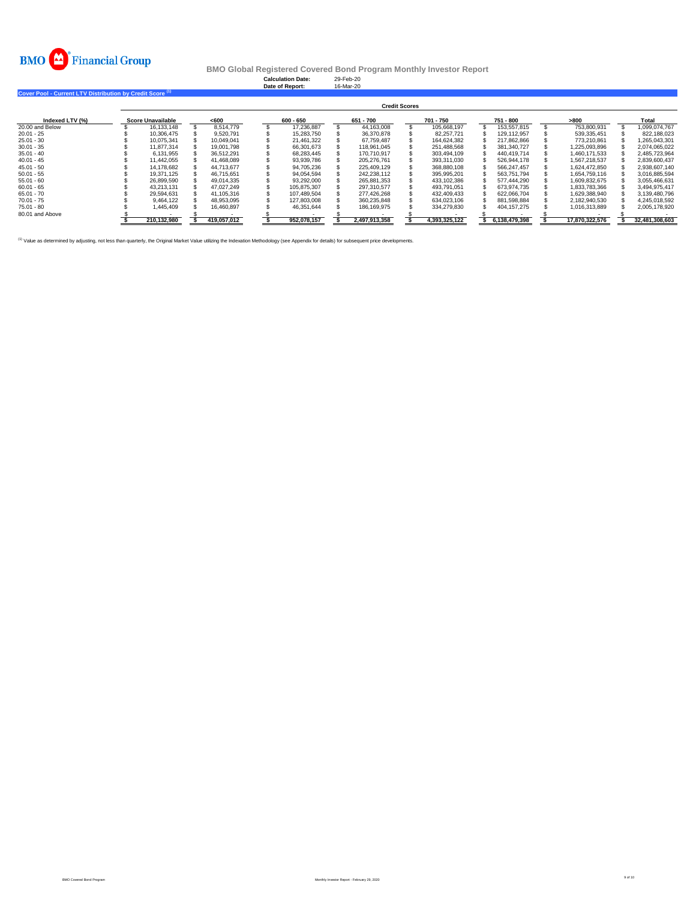BMO Financial Group

## BMO Global Registered Covered Bond Program Monthly Investor Report

**Calculation Date:** 29-Feb-20
**Date of Report:** 16-Mar-20

### Cover Pool - Current LTV Distribution by Credit Score [1]

| | Credit Scores | | | | | | | |
|---|---|---|---|---|---|---|---|---|
| **Indexed LTV (%)** | **Score Unavailable** | **<600** | **600 - 650** | **651 - 700** | **701 - 750** | **751 - 800** | **>800** | **Total** |
| 20.00 and Below | $ 16,133,148 | $ 8,514,779 | $ 17,236,887 | $ 44,163,008 | $ 105,668,197 | $ 153,557,815 | $ 753,800,931 | $ 1,099,074,767 |
| 20.01 - 25 | $ 10,306,475 | $ 9,520,791 | $ 15,283,750 | $ 36,370,878 | $ 82,257,721 | $ 129,112,957 | $ 539,335,451 | $ 822,188,023 |
| 25.01 - 30 | $ 10,075,341 | $ 10,049,041 | $ 21,461,322 | $ 67,759,487 | $ 164,624,382 | $ 217,862,866 | $ 773,210,861 | $ 1,265,043,301 |
| 30.01 - 35 | $ 11,877,314 | $ 19,001,798 | $ 66,301,673 | $ 118,961,045 | $ 251,488,568 | $ 381,340,727 | $ 1,225,093,896 | $ 2,074,065,022 |
| 35.01 - 40 | $ 6,131,955 | $ 36,512,291 | $ 68,283,445 | $ 170,710,917 | $ 303,494,109 | $ 440,419,714 | $ 1,460,171,533 | $ 2,485,723,964 |
| 40.01 - 45 | $ 11,442,055 | $ 41,468,089 | $ 93,939,786 | $ 205,276,761 | $ 393,311,030 | $ 526,944,178 | $ 1,567,218,537 | $ 2,839,600,437 |
| 45.01 - 50 | $ 14,178,682 | $ 44,713,677 | $ 94,705,236 | $ 225,409,129 | $ 368,880,108 | $ 566,247,457 | $ 1,624,472,850 | $ 2,938,607,140 |
| 50.01 - 55 | $ 19,371,125 | $ 46,715,651 | $ 94,054,594 | $ 242,238,112 | $ 395,995,201 | $ 563,751,794 | $ 1,654,759,116 | $ 3,016,885,594 |
| 55.01 - 60 | $ 26,899,590 | $ 49,014,335 | $ 93,292,000 | $ 265,881,353 | $ 433,102,386 | $ 577,444,290 | $ 1,609,832,675 | $ 3,055,466,631 |
| 60.01 - 65 | $ 43,213,131 | $ 47,027,249 | $ 105,875,307 | $ 297,310,577 | $ 493,791,051 | $ 673,974,735 | $ 1,833,783,366 | $ 3,494,975,417 |
| 65.01 - 70 | $ 29,594,631 | $ 41,105,316 | $ 107,489,504 | $ 277,426,268 | $ 432,409,433 | $ 622,066,704 | $ 1,629,388,940 | $ 3,139,480,796 |
| 70.01 - 75 | $ 9,464,122 | $ 48,953,095 | $ 127,803,008 | $ 360,235,848 | $ 634,023,106 | $ 881,598,884 | $ 2,182,940,530 | $ 4,245,018,592 |
| 75.01 - 80 | $ 1,445,409 | $ 16,460,897 | $ 46,351,644 | $ 186,169,975 | $ 334,279,830 | $ 404,157,275 | $ 1,016,313,889 | $ 2,005,178,920 |
| 80.01 and Above | $ - | $ - | $ - | $ - | $ - | $ - | $ - | $ - |
| | **$ 210,132,980** | **$ 419,057,012** | **$ 952,078,157** | **$ 2,497,913,358** | **$ 4,393,325,122** | **$ 6,138,479,398** | **$ 17,870,322,576** | **$ 32,481,308,603** |

[1] Value as determined by adjusting, not less than quarterly, the Original Market Value utilizing the Indexation Methodology (see Appendix for details) for subsequent price developments.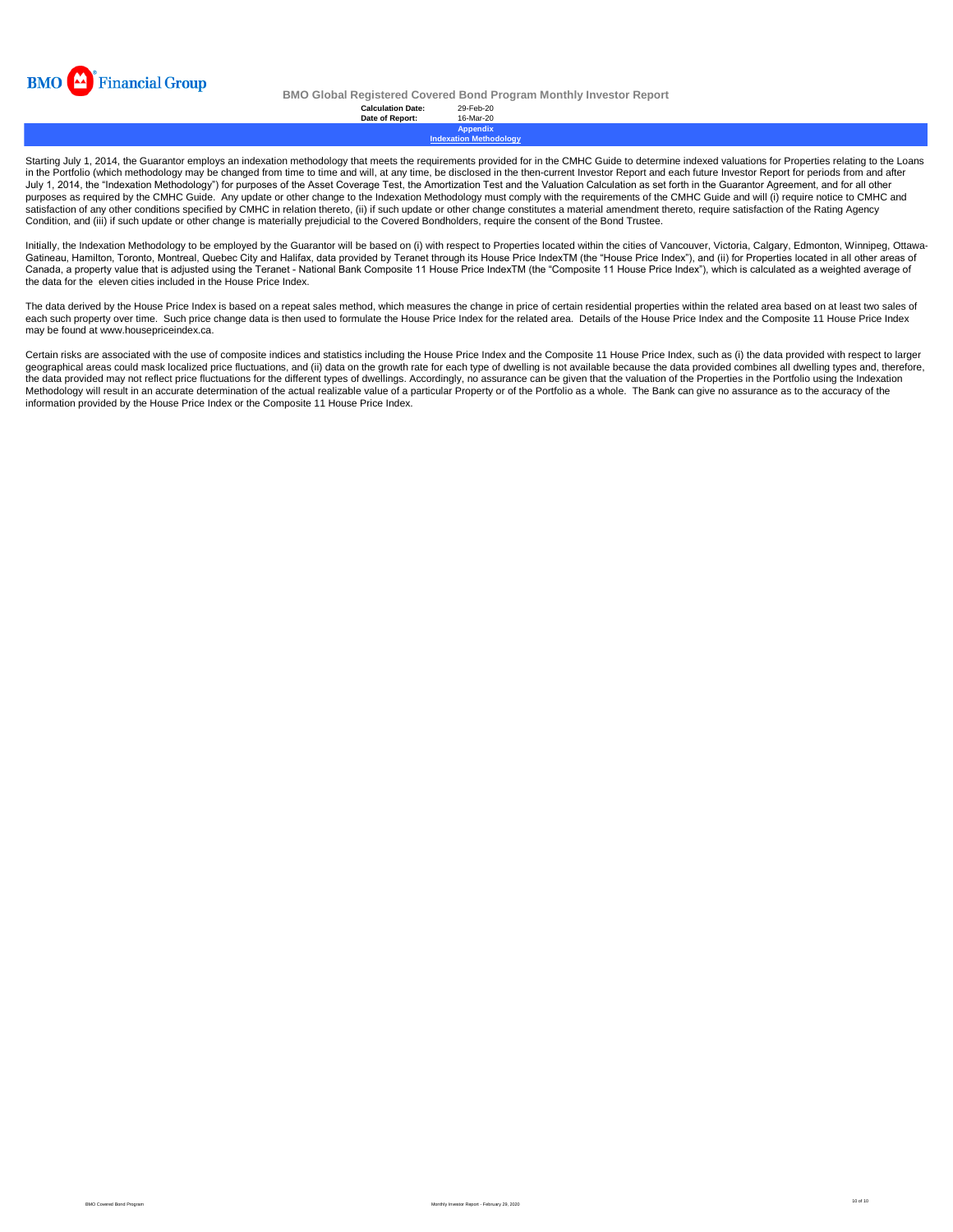BMO Financial Group

**BMO Global Registered Covered Bond Program Monthly Investor Report**

| | |
|---|---|
| **Calculation Date:** | 29-Feb-20 |
| **Date of Report:** | 16-Mar-20 |

## Appendix

### Indexation Methodology

Starting July 1, 2014, the Guarantor employs an indexation methodology that meets the requirements provided for in the CMHC Guide to determine indexed valuations for Properties relating to the Loans in the Portfolio (which methodology may be changed from time to time and will, at any time, be disclosed in the then-current Investor Report and each future Investor Report for periods from and after July 1, 2014, the "Indexation Methodology") for purposes of the Asset Coverage Test, the Amortization Test and the Valuation Calculation as set forth in the Guarantor Agreement, and for all other purposes as required by the CMHC Guide. Any update or other change to the Indexation Methodology must comply with the requirements of the CMHC Guide and will (i) require notice to CMHC and satisfaction of any other conditions specified by CMHC in relation thereto, (ii) if such update or other change constitutes a material amendment thereto, require satisfaction of the Rating Agency Condition, and (iii) if such update or other change is materially prejudicial to the Covered Bondholders, require the consent of the Bond Trustee.

Initially, the Indexation Methodology to be employed by the Guarantor will be based on (i) with respect to Properties located within the cities of Vancouver, Victoria, Calgary, Edmonton, Winnipeg, Ottawa-Gatineau, Hamilton, Toronto, Montreal, Quebec City and Halifax, data provided by Teranet through its House Price IndexTM (the "House Price Index"), and (ii) for Properties located in all other areas of Canada, a property value that is adjusted using the Teranet - National Bank Composite 11 House Price IndexTM (the "Composite 11 House Price Index"), which is calculated as a weighted average of the data for the eleven cities included in the House Price Index.

The data derived by the House Price Index is based on a repeat sales method, which measures the change in price of certain residential properties within the related area based on at least two sales of each such property over time. Such price change data is then used to formulate the House Price Index for the related area. Details of the House Price Index and the Composite 11 House Price Index may be found at www.housepriceindex.ca.

Certain risks are associated with the use of composite indices and statistics including the House Price Index and the Composite 11 House Price Index, such as (i) the data provided with respect to larger geographical areas could mask localized price fluctuations, and (ii) data on the growth rate for each type of dwelling is not available because the data provided combines all dwelling types and, therefore, the data provided may not reflect price fluctuations for the different types of dwellings. Accordingly, no assurance can be given that the valuation of the Properties in the Portfolio using the Indexation Methodology will result in an accurate determination of the actual realizable value of a particular Property or of the Portfolio as a whole. The Bank can give no assurance as to the accuracy of the information provided by the House Price Index or the Composite 11 House Price Index.